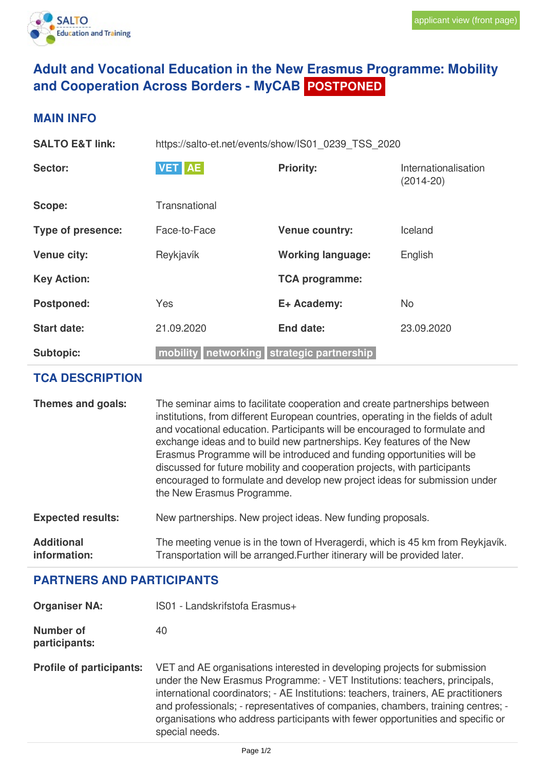# Adult and Vocational Education in the New Erasmus Programme: Mobility and Cooperation Across Borders - MyCAB POSTPONED

## MAIN INFO

| | | | |
|---|---|---|---|
| **SALTO E&T link:** | https://salto-et.net/events/show/IS01_0239_TSS_2020 | | |
| **Sector:** | VET AE | **Priority:** | Internationalisation (2014-20) |
| **Scope:** | Transnational | | |
| **Type of presence:** | Face-to-Face | **Venue country:** | Iceland |
| **Venue city:** | Reykjavík | **Working language:** | English |
| **Key Action:** | | **TCA programme:** | |
| **Postponed:** | Yes | **E+ Academy:** | No |
| **Start date:** | 21.09.2020 | **End date:** | 23.09.2020 |
| **Subtopic:** | mobility networking strategic partnership | | |

## TCA DESCRIPTION

**Themes and goals:** The seminar aims to facilitate cooperation and create partnerships between institutions, from different European countries, operating in the fields of adult and vocational education. Participants will be encouraged to formulate and exchange ideas and to build new partnerships. Key features of the New Erasmus Programme will be introduced and funding opportunities will be discussed for future mobility and cooperation projects, with participants encouraged to formulate and develop new project ideas for submission under the New Erasmus Programme.

**Expected results:** New partnerships. New project ideas. New funding proposals.

**Additional information:** The meeting venue is in the town of Hveragerdi, which is 45 km from Reykjavík. Transportation will be arranged.Further itinerary will be provided later.

## PARTNERS AND PARTICIPANTS

**Organiser NA:** IS01 - Landskrifstofa Erasmus+

**Number of participants:** 40

**Profile of participants:** VET and AE organisations interested in developing projects for submission under the New Erasmus Programme: - VET Institutions: teachers, principals, international coordinators; - AE Institutions: teachers, trainers, AE practitioners and professionals; - representatives of companies, chambers, training centres; - organisations who address participants with fewer opportunities and specific or special needs.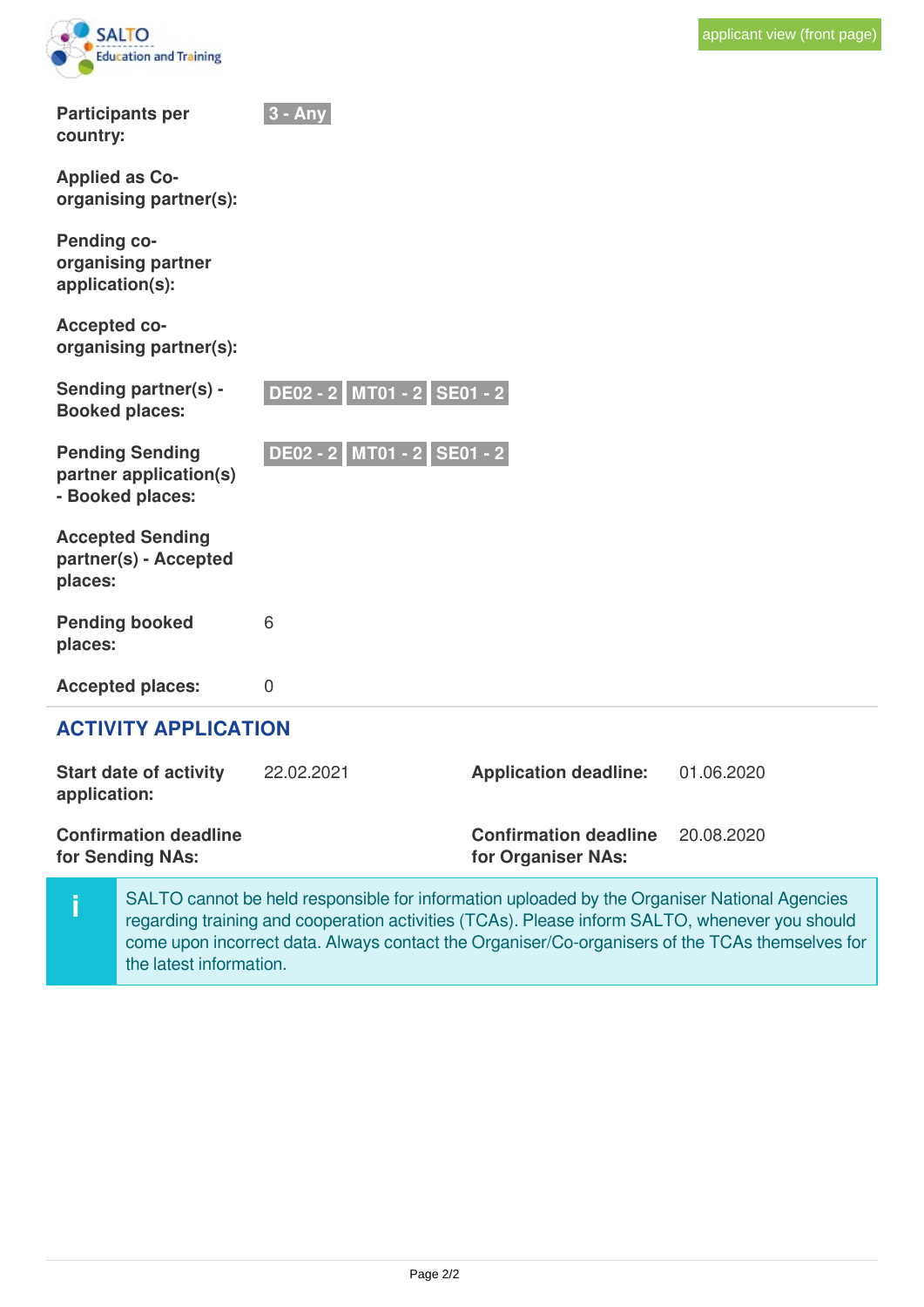applicant view (front page)

| | |
|---|---|
| **Participants per country:** | 3 - Any |
| **Applied as Co-organising partner(s):** | |
| **Pending co-organising partner application(s):** | |
| **Accepted co-organising partner(s):** | |
| **Sending partner(s) - Booked places:** | DE02 - 2 MT01 - 2 SE01 - 2 |
| **Pending Sending partner application(s) - Booked places:** | DE02 - 2 MT01 - 2 SE01 - 2 |
| **Accepted Sending partner(s) - Accepted places:** | |
| **Pending booked places:** | 6 |
| **Accepted places:** | 0 |

## ACTIVITY APPLICATION

| | | | |
|---|---|---|---|
| **Start date of activity application:** | 22.02.2021 | **Application deadline:** | 01.06.2020 |
| **Confirmation deadline for Sending NAs:** | | **Confirmation deadline for Organiser NAs:** | 20.08.2020 |

i SALTO cannot be held responsible for information uploaded by the Organiser National Agencies regarding training and cooperation activities (TCAs). Please inform SALTO, whenever you should come upon incorrect data. Always contact the Organiser/Co-organisers of the TCAs themselves for the latest information.